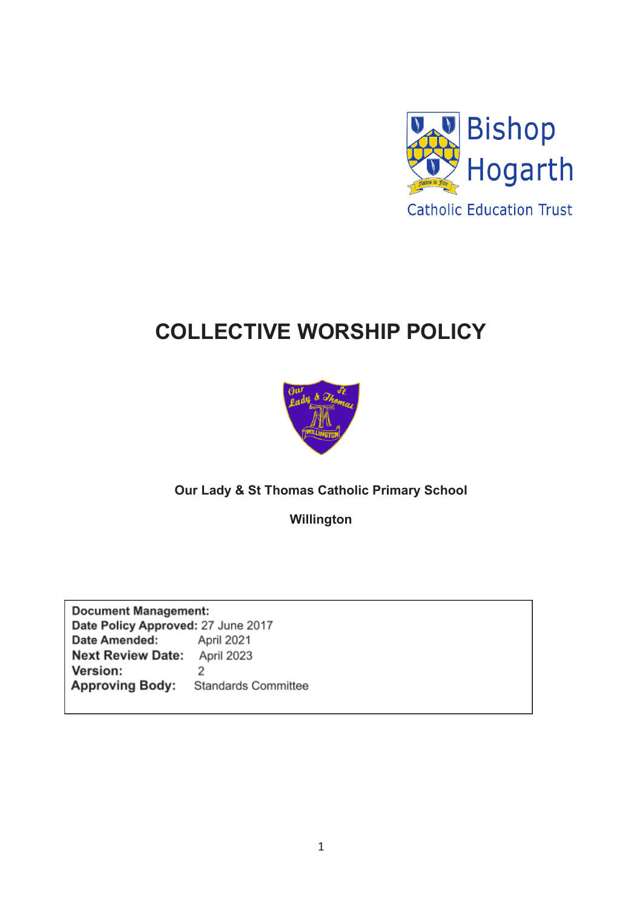Bishop Hogarth

Catholic Education Trust

# COLLECTIVE WORSHIP POLICY

**Our Lady & St Thomas Catholic Primary School**

**Willington**

**Document Management:**
**Date Policy Approved:** 27 June 2017
**Date Amended:** April 2021
**Next Review Date:** April 2023
**Version:** 2
**Approving Body:** Standards Committee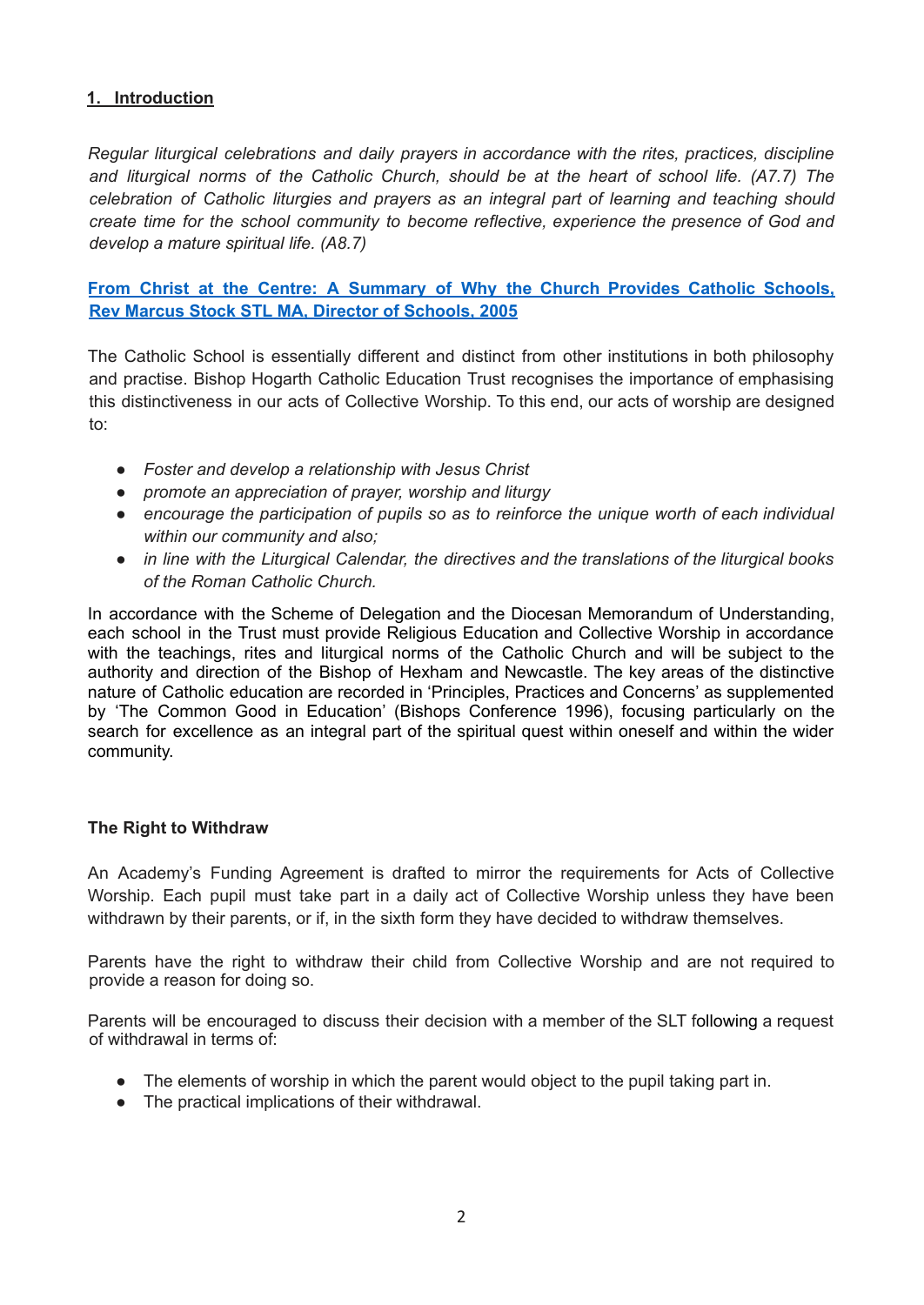## 1. Introduction

*Regular liturgical celebrations and daily prayers in accordance with the rites, practices, discipline and liturgical norms of the Catholic Church, should be at the heart of school life. (A7.7) The celebration of Catholic liturgies and prayers as an integral part of learning and teaching should create time for the school community to become reflective, experience the presence of God and develop a mature spiritual life. (A8.7)*

**From Christ at the Centre: A Summary of Why the Church Provides Catholic Schools, Rev Marcus Stock STL MA, Director of Schools, 2005**

The Catholic School is essentially different and distinct from other institutions in both philosophy and practise. Bishop Hogarth Catholic Education Trust recognises the importance of emphasising this distinctiveness in our acts of Collective Worship. To this end, our acts of worship are designed to:

- *Foster and develop a relationship with Jesus Christ*
- *promote an appreciation of prayer, worship and liturgy*
- *encourage the participation of pupils so as to reinforce the unique worth of each individual within our community and also;*
- *in line with the Liturgical Calendar, the directives and the translations of the liturgical books of the Roman Catholic Church.*

In accordance with the Scheme of Delegation and the Diocesan Memorandum of Understanding, each school in the Trust must provide Religious Education and Collective Worship in accordance with the teachings, rites and liturgical norms of the Catholic Church and will be subject to the authority and direction of the Bishop of Hexham and Newcastle. The key areas of the distinctive nature of Catholic education are recorded in 'Principles, Practices and Concerns' as supplemented by 'The Common Good in Education' (Bishops Conference 1996), focusing particularly on the search for excellence as an integral part of the spiritual quest within oneself and within the wider community.

### The Right to Withdraw

An Academy's Funding Agreement is drafted to mirror the requirements for Acts of Collective Worship. Each pupil must take part in a daily act of Collective Worship unless they have been withdrawn by their parents, or if, in the sixth form they have decided to withdraw themselves.

Parents have the right to withdraw their child from Collective Worship and are not required to provide a reason for doing so.

Parents will be encouraged to discuss their decision with a member of the SLT following a request of withdrawal in terms of:

- The elements of worship in which the parent would object to the pupil taking part in.
- The practical implications of their withdrawal.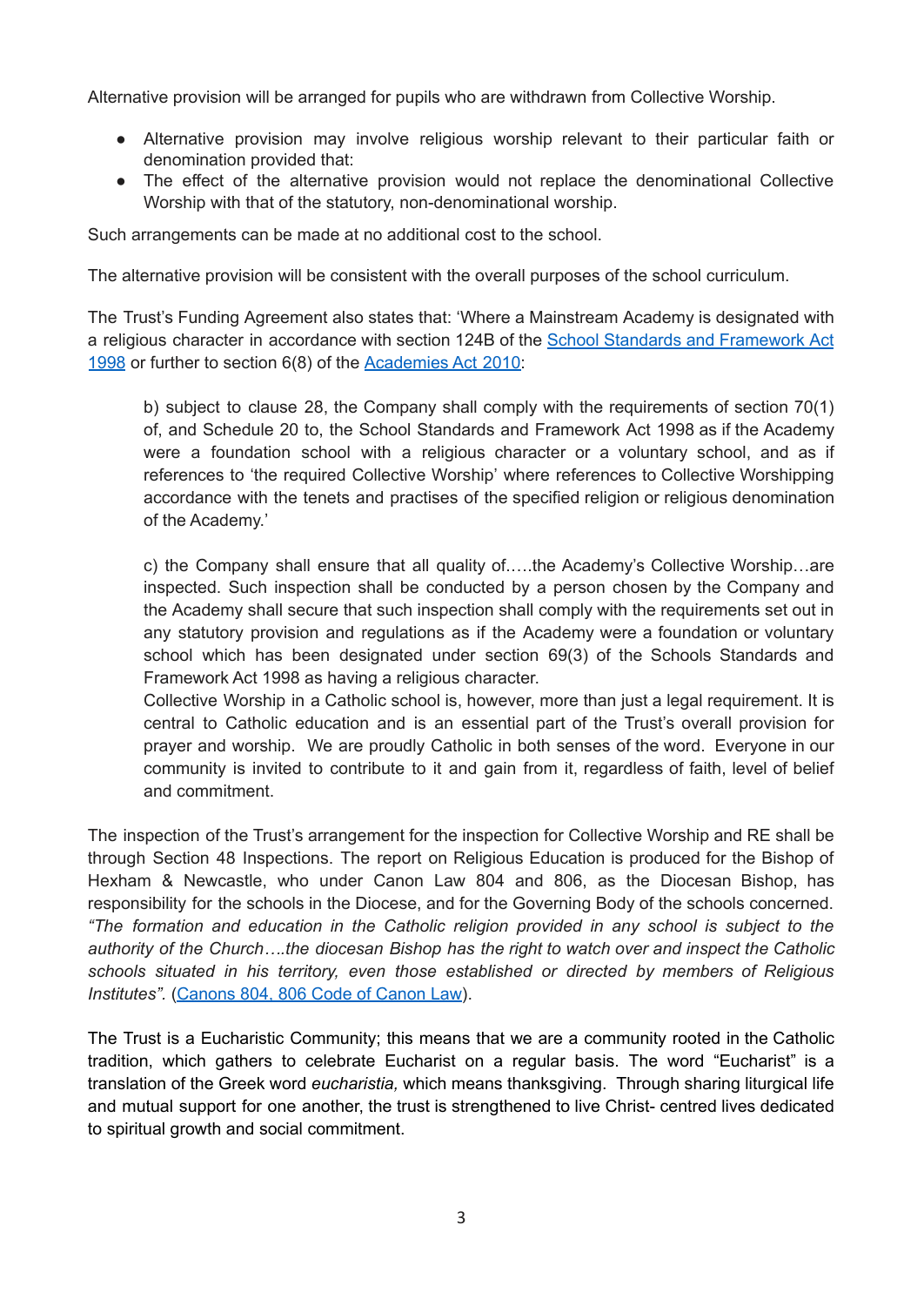Alternative provision will be arranged for pupils who are withdrawn from Collective Worship.

- Alternative provision may involve religious worship relevant to their particular faith or denomination provided that:
- The effect of the alternative provision would not replace the denominational Collective Worship with that of the statutory, non-denominational worship.

Such arrangements can be made at no additional cost to the school.

The alternative provision will be consistent with the overall purposes of the school curriculum.

The Trust's Funding Agreement also states that: 'Where a Mainstream Academy is designated with a religious character in accordance with section 124B of the [School Standards and Framework Act 1998]() or further to section 6(8) of the [Academies Act 2010]():

> b) subject to clause 28, the Company shall comply with the requirements of section 70(1) of, and Schedule 20 to, the School Standards and Framework Act 1998 as if the Academy were a foundation school with a religious character or a voluntary school, and as if references to 'the required Collective Worship' where references to Collective Worshipping accordance with the tenets and practises of the specified religion or religious denomination of the Academy.'
>
> c) the Company shall ensure that all quality of.….the Academy's Collective Worship…are inspected. Such inspection shall be conducted by a person chosen by the Company and the Academy shall secure that such inspection shall comply with the requirements set out in any statutory provision and regulations as if the Academy were a foundation or voluntary school which has been designated under section 69(3) of the Schools Standards and Framework Act 1998 as having a religious character.
> Collective Worship in a Catholic school is, however, more than just a legal requirement. It is central to Catholic education and is an essential part of the Trust's overall provision for prayer and worship. We are proudly Catholic in both senses of the word. Everyone in our community is invited to contribute to it and gain from it, regardless of faith, level of belief and commitment.

The inspection of the Trust's arrangement for the inspection for Collective Worship and RE shall be through Section 48 Inspections. The report on Religious Education is produced for the Bishop of Hexham & Newcastle, who under Canon Law 804 and 806, as the Diocesan Bishop, has responsibility for the schools in the Diocese, and for the Governing Body of the schools concerned. *"The formation and education in the Catholic religion provided in any school is subject to the authority of the Church….the diocesan Bishop has the right to watch over and inspect the Catholic schools situated in his territory, even those established or directed by members of Religious Institutes".* ([Canons 804, 806 Code of Canon Law]()).

The Trust is a Eucharistic Community; this means that we are a community rooted in the Catholic tradition, which gathers to celebrate Eucharist on a regular basis. The word "Eucharist" is a translation of the Greek word *eucharistia,* which means thanksgiving. Through sharing liturgical life and mutual support for one another, the trust is strengthened to live Christ- centred lives dedicated to spiritual growth and social commitment.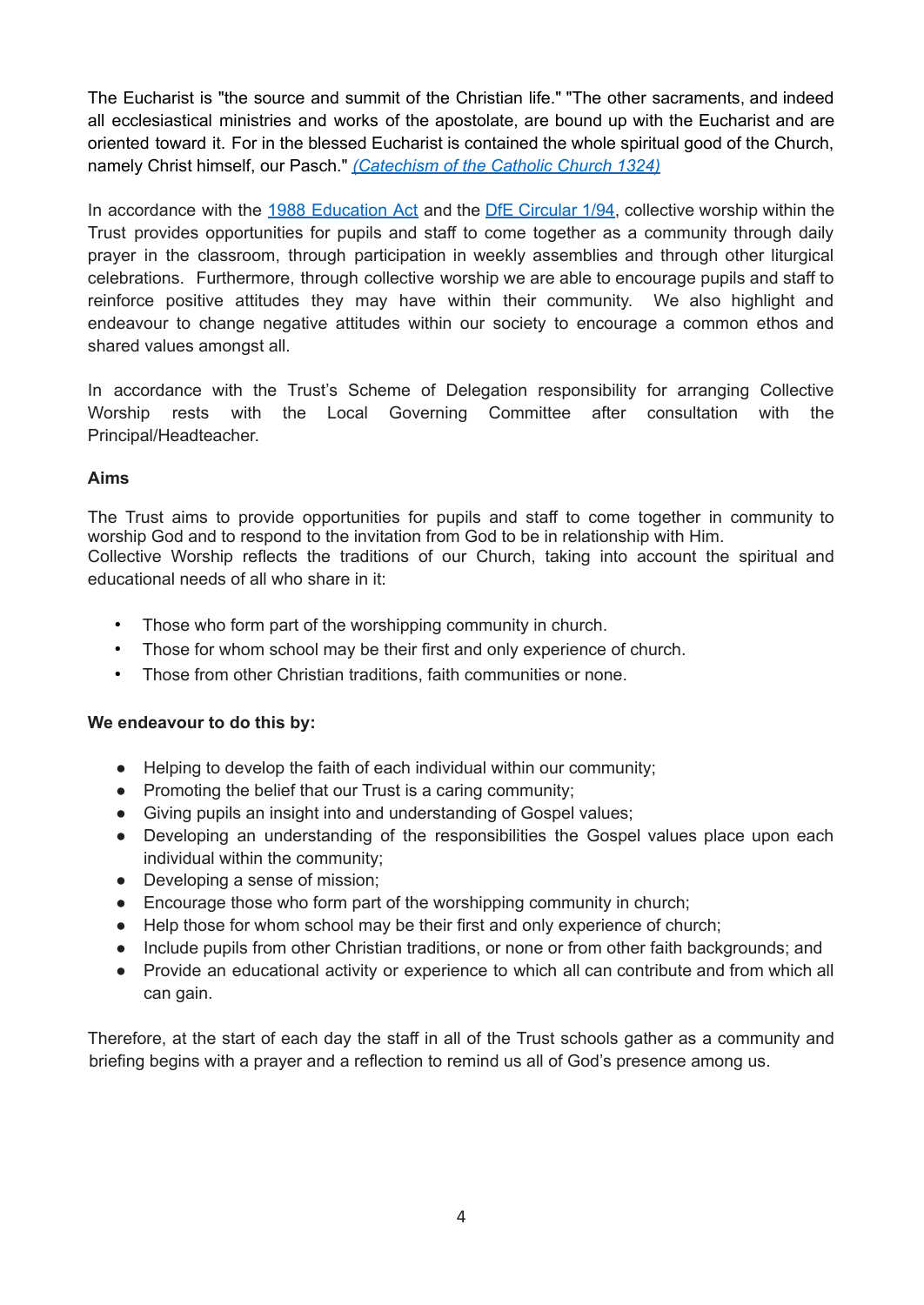The Eucharist is "the source and summit of the Christian life." "The other sacraments, and indeed all ecclesiastical ministries and works of the apostolate, are bound up with the Eucharist and are oriented toward it. For in the blessed Eucharist is contained the whole spiritual good of the Church, namely Christ himself, our Pasch." *(Catechism of the Catholic Church 1324)*

In accordance with the 1988 Education Act and the DfE Circular 1/94, collective worship within the Trust provides opportunities for pupils and staff to come together as a community through daily prayer in the classroom, through participation in weekly assemblies and through other liturgical celebrations. Furthermore, through collective worship we are able to encourage pupils and staff to reinforce positive attitudes they may have within their community. We also highlight and endeavour to change negative attitudes within our society to encourage a common ethos and shared values amongst all.

In accordance with the Trust's Scheme of Delegation responsibility for arranging Collective Worship rests with the Local Governing Committee after consultation with the Principal/Headteacher.

**Aims**

The Trust aims to provide opportunities for pupils and staff to come together in community to worship God and to respond to the invitation from God to be in relationship with Him.
Collective Worship reflects the traditions of our Church, taking into account the spiritual and educational needs of all who share in it:

- Those who form part of the worshipping community in church.
- Those for whom school may be their first and only experience of church.
- Those from other Christian traditions, faith communities or none.

**We endeavour to do this by:**

- Helping to develop the faith of each individual within our community;
- Promoting the belief that our Trust is a caring community;
- Giving pupils an insight into and understanding of Gospel values;
- Developing an understanding of the responsibilities the Gospel values place upon each individual within the community;
- Developing a sense of mission;
- Encourage those who form part of the worshipping community in church;
- Help those for whom school may be their first and only experience of church;
- Include pupils from other Christian traditions, or none or from other faith backgrounds; and
- Provide an educational activity or experience to which all can contribute and from which all can gain.

Therefore, at the start of each day the staff in all of the Trust schools gather as a community and briefing begins with a prayer and a reflection to remind us all of God's presence among us.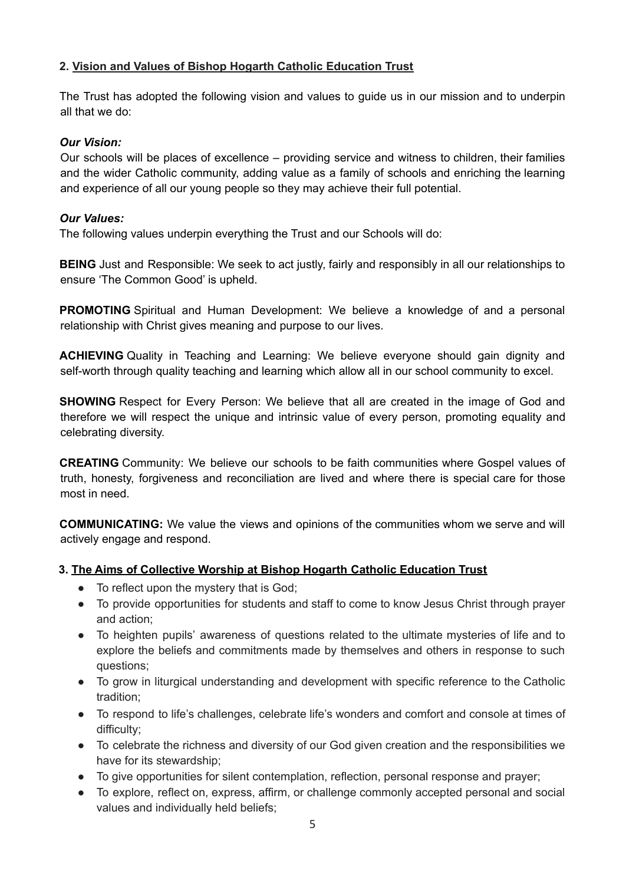## 2. Vision and Values of Bishop Hogarth Catholic Education Trust

The Trust has adopted the following vision and values to guide us in our mission and to underpin all that we do:

***Our Vision:***

Our schools will be places of excellence – providing service and witness to children, their families and the wider Catholic community, adding value as a family of schools and enriching the learning and experience of all our young people so they may achieve their full potential.

***Our Values:***

The following values underpin everything the Trust and our Schools will do:

**BEING** Just and Responsible: We seek to act justly, fairly and responsibly in all our relationships to ensure 'The Common Good' is upheld.

**PROMOTING** Spiritual and Human Development: We believe a knowledge of and a personal relationship with Christ gives meaning and purpose to our lives.

**ACHIEVING** Quality in Teaching and Learning: We believe everyone should gain dignity and self-worth through quality teaching and learning which allow all in our school community to excel.

**SHOWING** Respect for Every Person: We believe that all are created in the image of God and therefore we will respect the unique and intrinsic value of every person, promoting equality and celebrating diversity.

**CREATING** Community: We believe our schools to be faith communities where Gospel values of truth, honesty, forgiveness and reconciliation are lived and where there is special care for those most in need.

**COMMUNICATING:** We value the views and opinions of the communities whom we serve and will actively engage and respond.

## 3. The Aims of Collective Worship at Bishop Hogarth Catholic Education Trust

- To reflect upon the mystery that is God;
- To provide opportunities for students and staff to come to know Jesus Christ through prayer and action;
- To heighten pupils' awareness of questions related to the ultimate mysteries of life and to explore the beliefs and commitments made by themselves and others in response to such questions;
- To grow in liturgical understanding and development with specific reference to the Catholic tradition;
- To respond to life's challenges, celebrate life's wonders and comfort and console at times of difficulty;
- To celebrate the richness and diversity of our God given creation and the responsibilities we have for its stewardship;
- To give opportunities for silent contemplation, reflection, personal response and prayer;
- To explore, reflect on, express, affirm, or challenge commonly accepted personal and social values and individually held beliefs;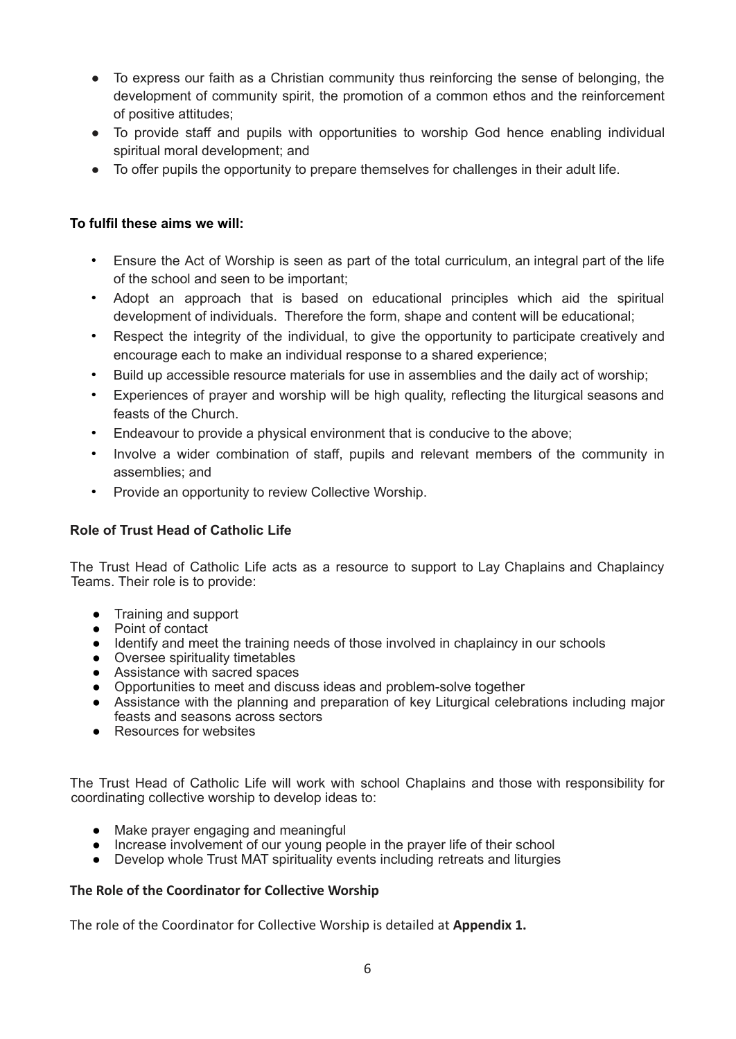- To express our faith as a Christian community thus reinforcing the sense of belonging, the development of community spirit, the promotion of a common ethos and the reinforcement of positive attitudes;
- To provide staff and pupils with opportunities to worship God hence enabling individual spiritual moral development; and
- To offer pupils the opportunity to prepare themselves for challenges in their adult life.

**To fulfil these aims we will:**

- Ensure the Act of Worship is seen as part of the total curriculum, an integral part of the life of the school and seen to be important;
- Adopt an approach that is based on educational principles which aid the spiritual development of individuals. Therefore the form, shape and content will be educational;
- Respect the integrity of the individual, to give the opportunity to participate creatively and encourage each to make an individual response to a shared experience;
- Build up accessible resource materials for use in assemblies and the daily act of worship;
- Experiences of prayer and worship will be high quality, reflecting the liturgical seasons and feasts of the Church.
- Endeavour to provide a physical environment that is conducive to the above;
- Involve a wider combination of staff, pupils and relevant members of the community in assemblies; and
- Provide an opportunity to review Collective Worship.

**Role of Trust Head of Catholic Life**

The Trust Head of Catholic Life acts as a resource to support to Lay Chaplains and Chaplaincy Teams. Their role is to provide:

- Training and support
- Point of contact
- Identify and meet the training needs of those involved in chaplaincy in our schools
- Oversee spirituality timetables
- Assistance with sacred spaces
- Opportunities to meet and discuss ideas and problem-solve together
- Assistance with the planning and preparation of key Liturgical celebrations including major feasts and seasons across sectors
- Resources for websites

The Trust Head of Catholic Life will work with school Chaplains and those with responsibility for coordinating collective worship to develop ideas to:

- Make prayer engaging and meaningful
- Increase involvement of our young people in the prayer life of their school
- Develop whole Trust MAT spirituality events including retreats and liturgies

**The Role of the Coordinator for Collective Worship**

The role of the Coordinator for Collective Worship is detailed at **Appendix 1.**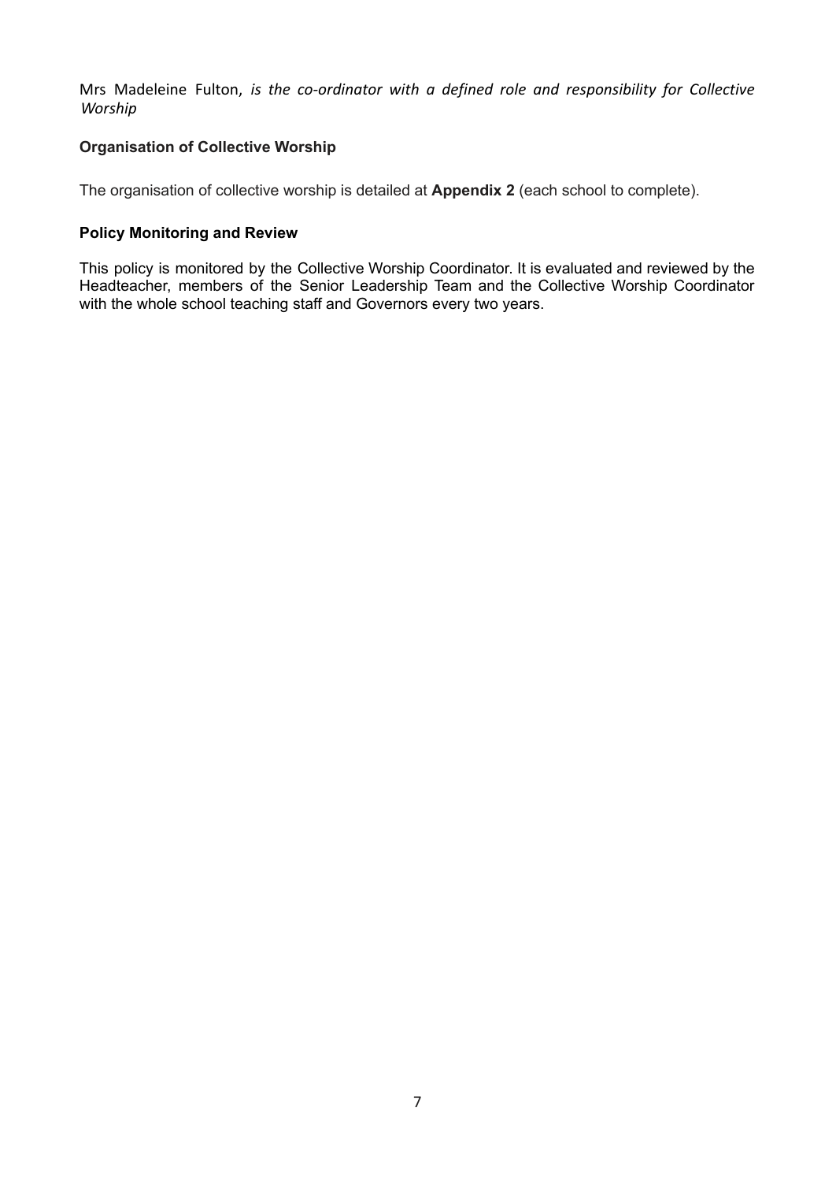Mrs Madeleine Fulton, *is the co-ordinator with a defined role and responsibility for Collective Worship*

### Organisation of Collective Worship

The organisation of collective worship is detailed at **Appendix 2** (each school to complete).

### Policy Monitoring and Review

This policy is monitored by the Collective Worship Coordinator. It is evaluated and reviewed by the Headteacher, members of the Senior Leadership Team and the Collective Worship Coordinator with the whole school teaching staff and Governors every two years.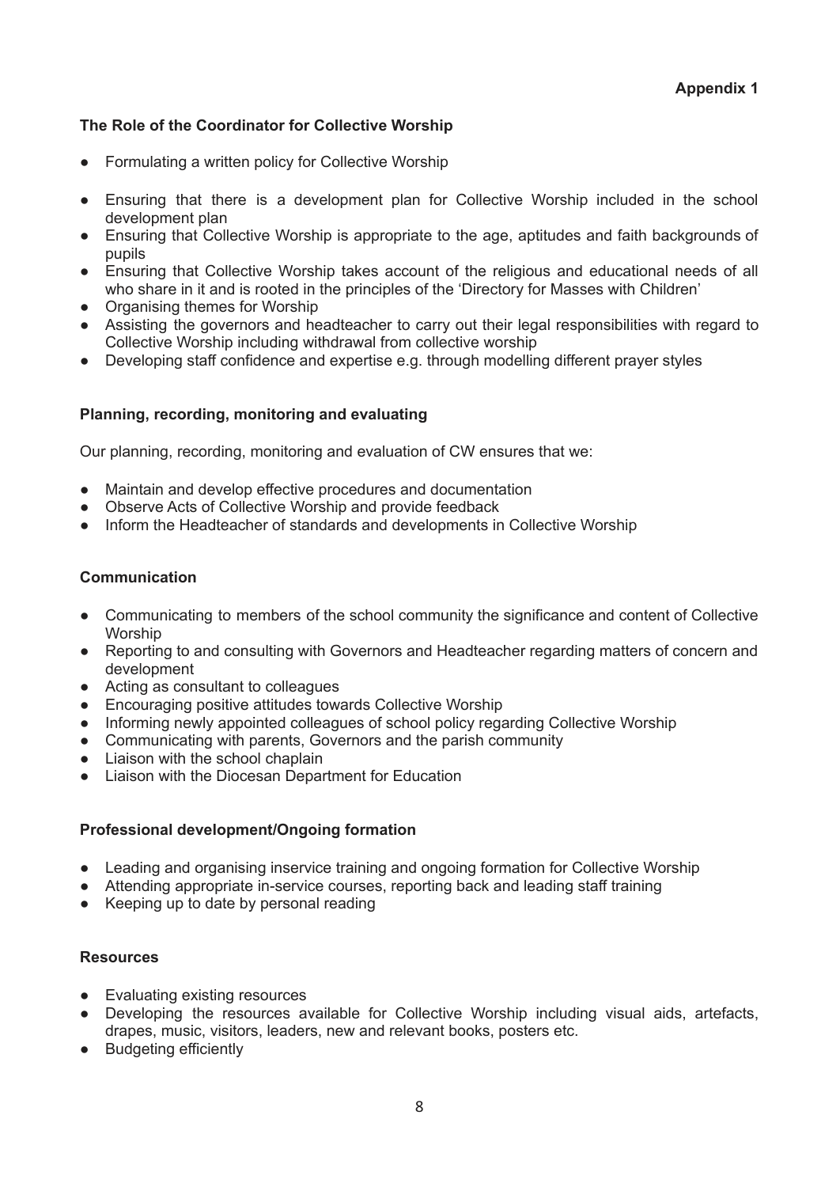**Appendix 1**

## The Role of the Coordinator for Collective Worship

- Formulating a written policy for Collective Worship
- Ensuring that there is a development plan for Collective Worship included in the school development plan
- Ensuring that Collective Worship is appropriate to the age, aptitudes and faith backgrounds of pupils
- Ensuring that Collective Worship takes account of the religious and educational needs of all who share in it and is rooted in the principles of the 'Directory for Masses with Children'
- Organising themes for Worship
- Assisting the governors and headteacher to carry out their legal responsibilities with regard to Collective Worship including withdrawal from collective worship
- Developing staff confidence and expertise e.g. through modelling different prayer styles

## Planning, recording, monitoring and evaluating

Our planning, recording, monitoring and evaluation of CW ensures that we:

- Maintain and develop effective procedures and documentation
- Observe Acts of Collective Worship and provide feedback
- Inform the Headteacher of standards and developments in Collective Worship

## Communication

- Communicating to members of the school community the significance and content of Collective Worship
- Reporting to and consulting with Governors and Headteacher regarding matters of concern and development
- Acting as consultant to colleagues
- Encouraging positive attitudes towards Collective Worship
- Informing newly appointed colleagues of school policy regarding Collective Worship
- Communicating with parents, Governors and the parish community
- Liaison with the school chaplain
- Liaison with the Diocesan Department for Education

## Professional development/Ongoing formation

- Leading and organising inservice training and ongoing formation for Collective Worship
- Attending appropriate in-service courses, reporting back and leading staff training
- Keeping up to date by personal reading

## Resources

- Evaluating existing resources
- Developing the resources available for Collective Worship including visual aids, artefacts, drapes, music, visitors, leaders, new and relevant books, posters etc.
- Budgeting efficiently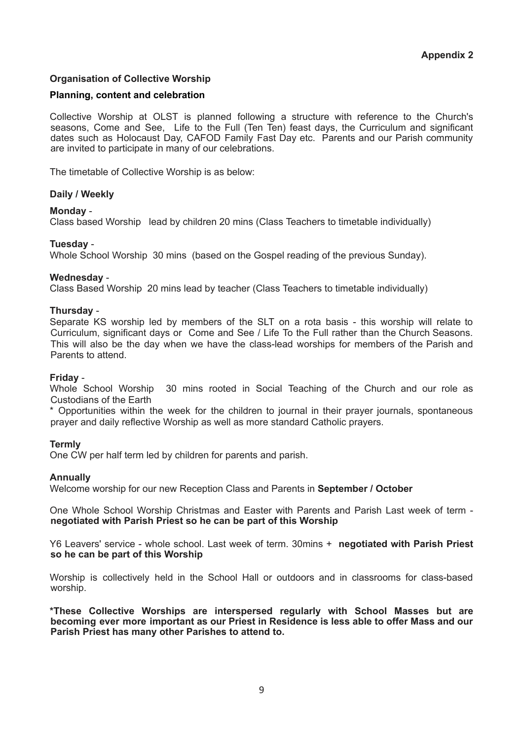**Appendix 2**

### Organisation of Collective Worship

#### Planning, content and celebration

Collective Worship at OLST is planned following a structure with reference to the Church's seasons, Come and See, Life to the Full (Ten Ten) feast days, the Curriculum and significant dates such as Holocaust Day, CAFOD Family Fast Day etc. Parents and our Parish community are invited to participate in many of our celebrations.

The timetable of Collective Worship is as below:

#### Daily / Weekly

**Monday** -
Class based Worship lead by children 20 mins (Class Teachers to timetable individually)

**Tuesday** -
Whole School Worship 30 mins (based on the Gospel reading of the previous Sunday).

**Wednesday** -
Class Based Worship 20 mins lead by teacher (Class Teachers to timetable individually)

**Thursday** -
Separate KS worship led by members of the SLT on a rota basis - this worship will relate to Curriculum, significant days or Come and See / Life To the Full rather than the Church Seasons. This will also be the day when we have the class-lead worships for members of the Parish and Parents to attend.

**Friday** -
Whole School Worship 30 mins rooted in Social Teaching of the Church and our role as Custodians of the Earth
* Opportunities within the week for the children to journal in their prayer journals, spontaneous prayer and daily reflective Worship as well as more standard Catholic prayers.

#### Termly

One CW per half term led by children for parents and parish.

#### Annually

Welcome worship for our new Reception Class and Parents in **September / October**

One Whole School Worship Christmas and Easter with Parents and Parish Last week of term - **negotiated with Parish Priest so he can be part of this Worship**

Y6 Leavers' service - whole school. Last week of term. 30mins + **negotiated with Parish Priest so he can be part of this Worship**

Worship is collectively held in the School Hall or outdoors and in classrooms for class-based worship.

**\*These Collective Worships are interspersed regularly with School Masses but are becoming ever more important as our Priest in Residence is less able to offer Mass and our Parish Priest has many other Parishes to attend to.**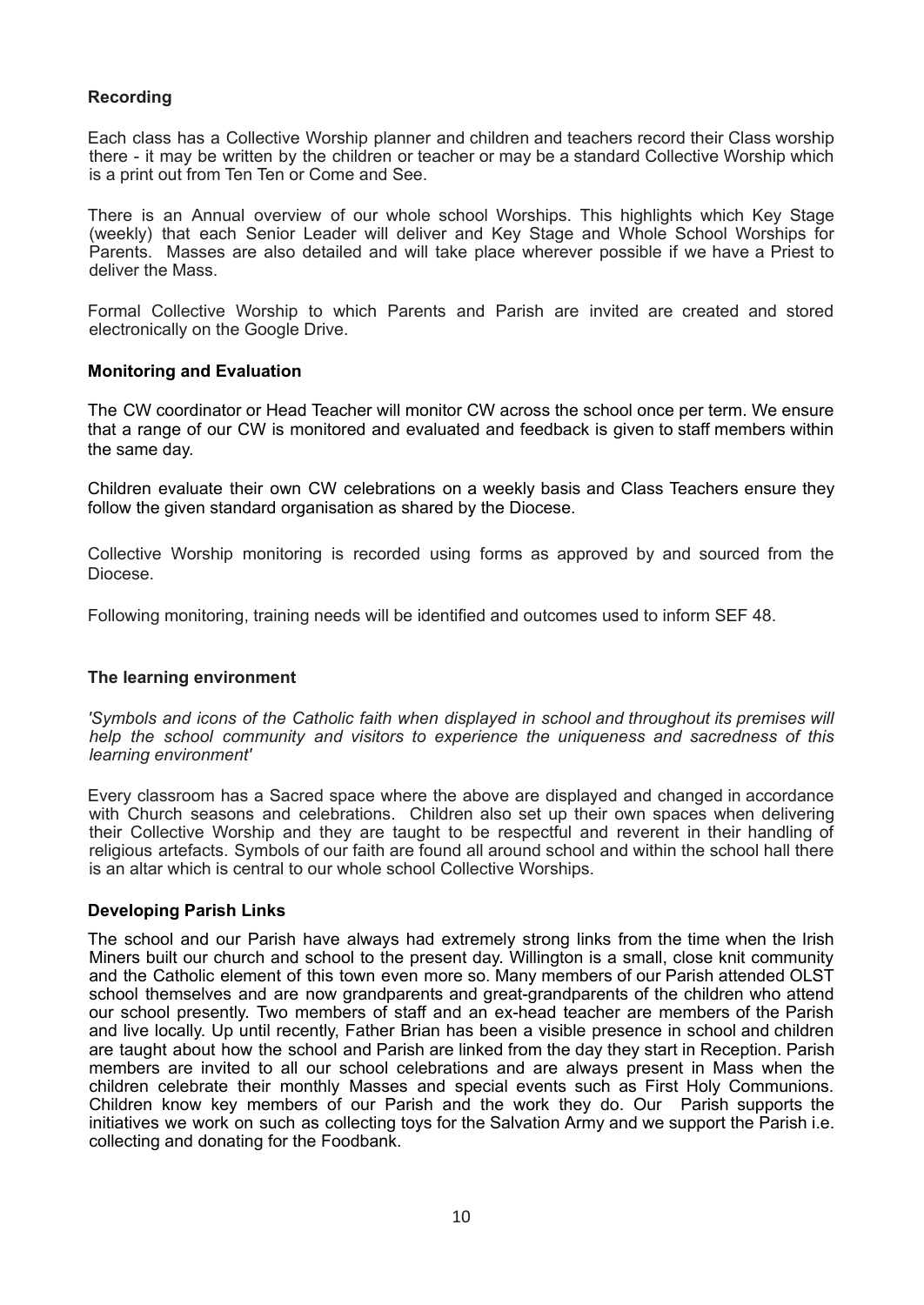### Recording

Each class has a Collective Worship planner and children and teachers record their Class worship there - it may be written by the children or teacher or may be a standard Collective Worship which is a print out from Ten Ten or Come and See.

There is an Annual overview of our whole school Worships. This highlights which Key Stage (weekly) that each Senior Leader will deliver and Key Stage and Whole School Worships for Parents. Masses are also detailed and will take place wherever possible if we have a Priest to deliver the Mass.

Formal Collective Worship to which Parents and Parish are invited are created and stored electronically on the Google Drive.

### Monitoring and Evaluation

The CW coordinator or Head Teacher will monitor CW across the school once per term. We ensure that a range of our CW is monitored and evaluated and feedback is given to staff members within the same day.

Children evaluate their own CW celebrations on a weekly basis and Class Teachers ensure they follow the given standard organisation as shared by the Diocese.

Collective Worship monitoring is recorded using forms as approved by and sourced from the Diocese.

Following monitoring, training needs will be identified and outcomes used to inform SEF 48.

### The learning environment

*'Symbols and icons of the Catholic faith when displayed in school and throughout its premises will help the school community and visitors to experience the uniqueness and sacredness of this learning environment'*

Every classroom has a Sacred space where the above are displayed and changed in accordance with Church seasons and celebrations. Children also set up their own spaces when delivering their Collective Worship and they are taught to be respectful and reverent in their handling of religious artefacts. Symbols of our faith are found all around school and within the school hall there is an altar which is central to our whole school Collective Worships.

### Developing Parish Links

The school and our Parish have always had extremely strong links from the time when the Irish Miners built our church and school to the present day. Willington is a small, close knit community and the Catholic element of this town even more so. Many members of our Parish attended OLST school themselves and are now grandparents and great-grandparents of the children who attend our school presently. Two members of staff and an ex-head teacher are members of the Parish and live locally. Up until recently, Father Brian has been a visible presence in school and children are taught about how the school and Parish are linked from the day they start in Reception. Parish members are invited to all our school celebrations and are always present in Mass when the children celebrate their monthly Masses and special events such as First Holy Communions. Children know key members of our Parish and the work they do. Our Parish supports the initiatives we work on such as collecting toys for the Salvation Army and we support the Parish i.e. collecting and donating for the Foodbank.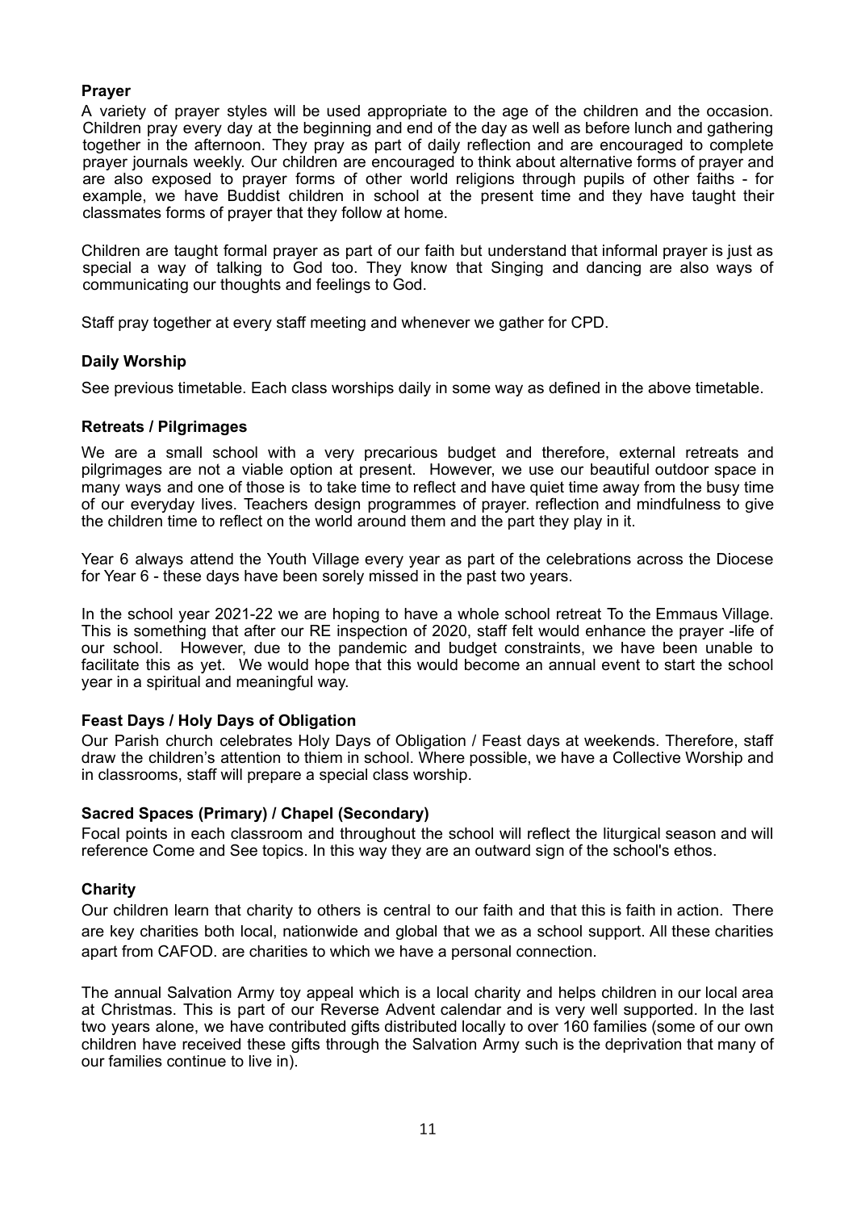**Prayer**

A variety of prayer styles will be used appropriate to the age of the children and the occasion. Children pray every day at the beginning and end of the day as well as before lunch and gathering together in the afternoon. They pray as part of daily reflection and are encouraged to complete prayer journals weekly. Our children are encouraged to think about alternative forms of prayer and are also exposed to prayer forms of other world religions through pupils of other faiths - for example, we have Buddist children in school at the present time and they have taught their classmates forms of prayer that they follow at home.

Children are taught formal prayer as part of our faith but understand that informal prayer is just as special a way of talking to God too. They know that Singing and dancing are also ways of communicating our thoughts and feelings to God.

Staff pray together at every staff meeting and whenever we gather for CPD.

**Daily Worship**

See previous timetable. Each class worships daily in some way as defined in the above timetable.

**Retreats / Pilgrimages**

We are a small school with a very precarious budget and therefore, external retreats and pilgrimages are not a viable option at present. However, we use our beautiful outdoor space in many ways and one of those is to take time to reflect and have quiet time away from the busy time of our everyday lives. Teachers design programmes of prayer. reflection and mindfulness to give the children time to reflect on the world around them and the part they play in it.

Year 6 always attend the Youth Village every year as part of the celebrations across the Diocese for Year 6 - these days have been sorely missed in the past two years.

In the school year 2021-22 we are hoping to have a whole school retreat To the Emmaus Village. This is something that after our RE inspection of 2020, staff felt would enhance the prayer -life of our school. However, due to the pandemic and budget constraints, we have been unable to facilitate this as yet. We would hope that this would become an annual event to start the school year in a spiritual and meaningful way.

**Feast Days / Holy Days of Obligation**

Our Parish church celebrates Holy Days of Obligation / Feast days at weekends. Therefore, staff draw the children's attention to thiem in school. Where possible, we have a Collective Worship and in classrooms, staff will prepare a special class worship.

**Sacred Spaces (Primary) / Chapel (Secondary)**

Focal points in each classroom and throughout the school will reflect the liturgical season and will reference Come and See topics. In this way they are an outward sign of the school's ethos.

**Charity**

Our children learn that charity to others is central to our faith and that this is faith in action. There are key charities both local, nationwide and global that we as a school support. All these charities apart from CAFOD. are charities to which we have a personal connection.

The annual Salvation Army toy appeal which is a local charity and helps children in our local area at Christmas. This is part of our Reverse Advent calendar and is very well supported. In the last two years alone, we have contributed gifts distributed locally to over 160 families (some of our own children have received these gifts through the Salvation Army such is the deprivation that many of our families continue to live in).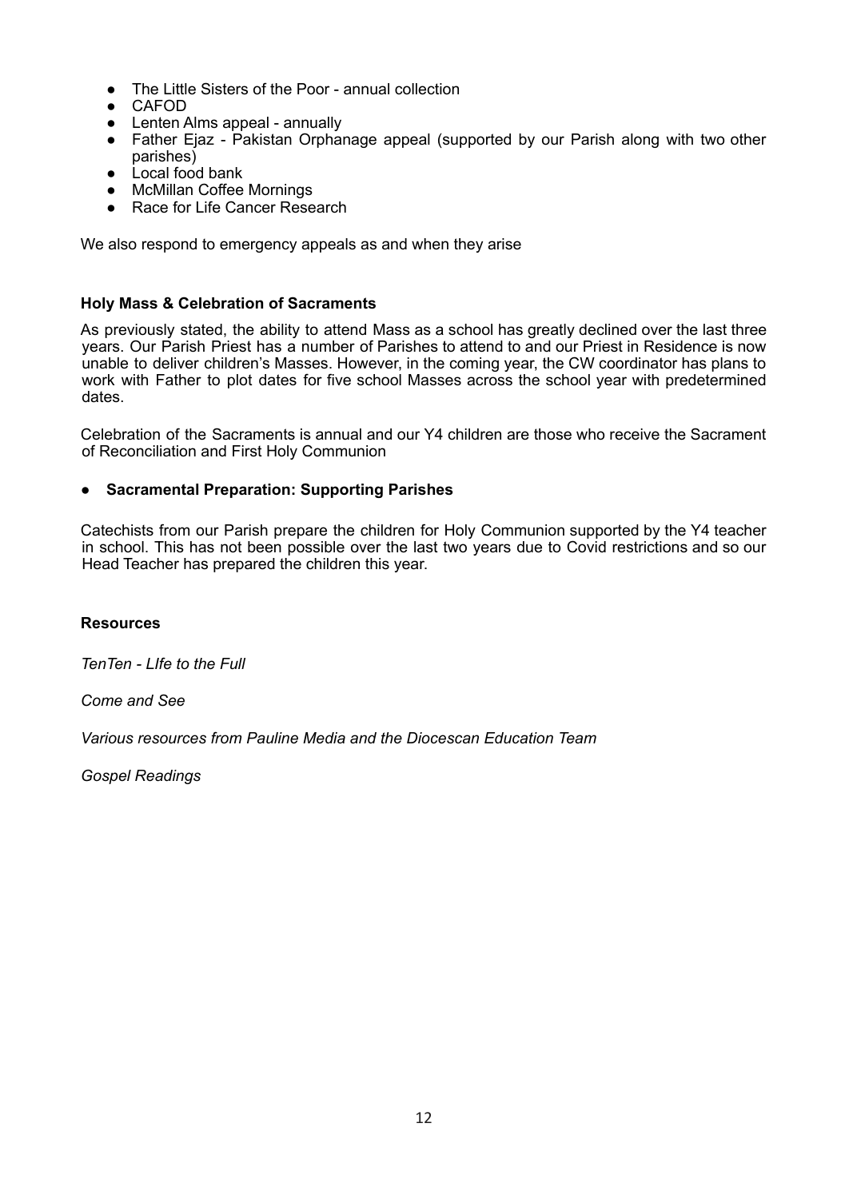- The Little Sisters of the Poor - annual collection
- CAFOD
- Lenten Alms appeal - annually
- Father Ejaz - Pakistan Orphanage appeal (supported by our Parish along with two other parishes)
- Local food bank
- McMillan Coffee Mornings
- Race for Life Cancer Research

We also respond to emergency appeals as and when they arise

**Holy Mass & Celebration of Sacraments**

As previously stated, the ability to attend Mass as a school has greatly declined over the last three years. Our Parish Priest has a number of Parishes to attend to and our Priest in Residence is now unable to deliver children's Masses. However, in the coming year, the CW coordinator has plans to work with Father to plot dates for five school Masses across the school year with predetermined dates.

Celebration of the Sacraments is annual and our Y4 children are those who receive the Sacrament of Reconciliation and First Holy Communion

- **Sacramental Preparation: Supporting Parishes**

Catechists from our Parish prepare the children for Holy Communion supported by the Y4 teacher in school. This has not been possible over the last two years due to Covid restrictions and so our Head Teacher has prepared the children this year.

**Resources**

*TenTen - LIfe to the Full*

*Come and See*

*Various resources from Pauline Media and the Diocescan Education Team*

*Gospel Readings*